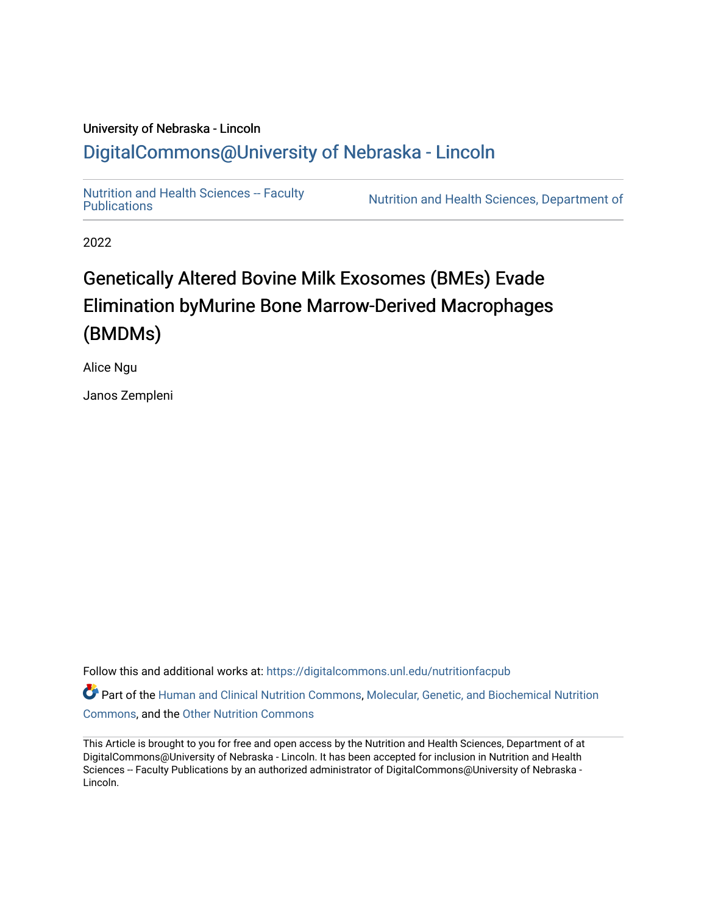University of Nebraska - Lincoln

## DigitalCommons@University of Nebraska - Lincoln

Nutrition and Health Sciences -- Faculty Publications | Nutrition and Health Sciences, Department of

2022

# Genetically Altered Bovine Milk Exosomes (BMEs) Evade Elimination byMurine Bone Marrow-Derived Macrophages (BMDMs)

Alice Ngu

Janos Zempleni

Follow this and additional works at: https://digitalcommons.unl.edu/nutritionfacpub

Part of the Human and Clinical Nutrition Commons, Molecular, Genetic, and Biochemical Nutrition Commons, and the Other Nutrition Commons

This Article is brought to you for free and open access by the Nutrition and Health Sciences, Department of at DigitalCommons@University of Nebraska - Lincoln. It has been accepted for inclusion in Nutrition and Health Sciences -- Faculty Publications by an authorized administrator of DigitalCommons@University of Nebraska - Lincoln.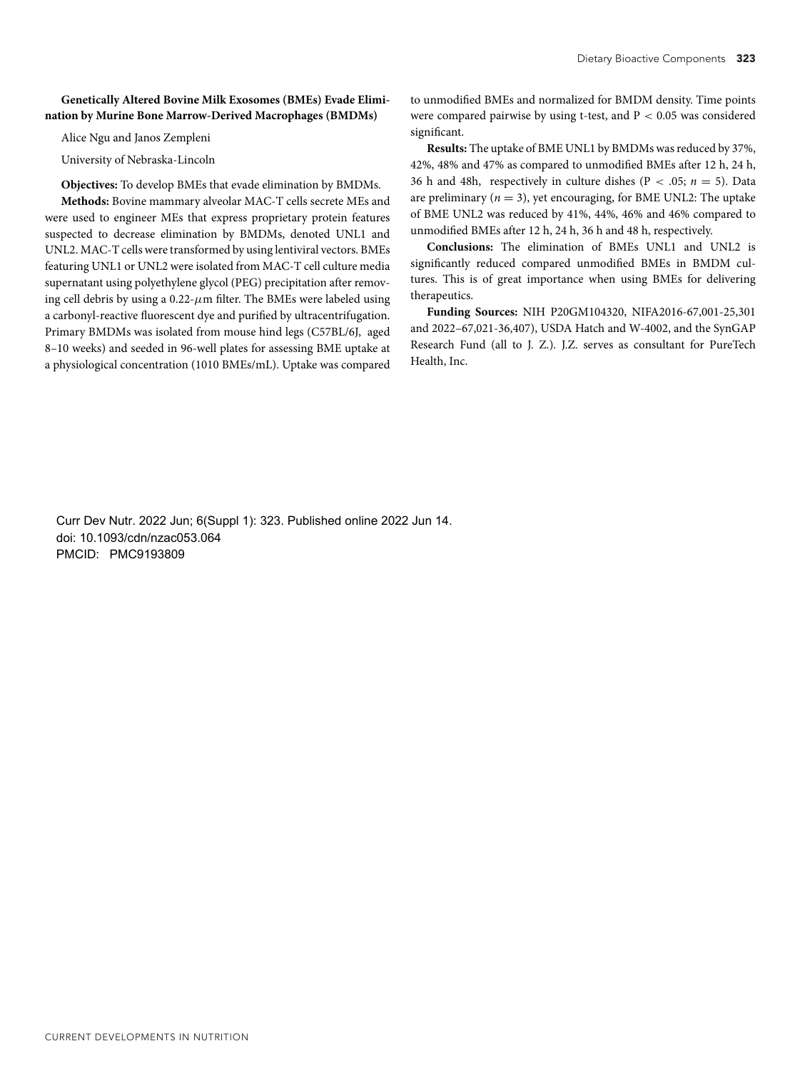**Genetically Altered Bovine Milk Exosomes (BMEs) Evade Elimination by Murine Bone Marrow-Derived Macrophages (BMDMs)**

Alice Ngu and Janos Zempleni

University of Nebraska-Lincoln

**Objectives:** To develop BMEs that evade elimination by BMDMs.

**Methods:** Bovine mammary alveolar MAC-T cells secrete MEs and were used to engineer MEs that express proprietary protein features suspected to decrease elimination by BMDMs, denoted UNL1 and UNL2. MAC-T cells were transformed by using lentiviral vectors. BMEs featuring UNL1 or UNL2 were isolated from MAC-T cell culture media supernatant using polyethylene glycol (PEG) precipitation after removing cell debris by using a 0.22-$\mu$m filter. The BMEs were labeled using a carbonyl-reactive fluorescent dye and purified by ultracentrifugation. Primary BMDMs was isolated from mouse hind legs (C57BL/6J, aged 8–10 weeks) and seeded in 96-well plates for assessing BME uptake at a physiological concentration (1010 BMEs/mL). Uptake was compared to unmodified BMEs and normalized for BMDM density. Time points were compared pairwise by using t-test, and $P < 0.05$ was considered significant.

**Results:** The uptake of BME UNL1 by BMDMs was reduced by 37%, 42%, 48% and 47% as compared to unmodified BMEs after 12 h, 24 h, 36 h and 48h, respectively in culture dishes ($P < .05$; $n = 5$). Data are preliminary ($n = 3$), yet encouraging, for BME UNL2: The uptake of BME UNL2 was reduced by 41%, 44%, 46% and 46% compared to unmodified BMEs after 12 h, 24 h, 36 h and 48 h, respectively.

**Conclusions:** The elimination of BMEs UNL1 and UNL2 is significantly reduced compared unmodified BMEs in BMDM cultures. This is of great importance when using BMEs for delivering therapeutics.

**Funding Sources:** NIH P20GM104320, NIFA2016-67,001-25,301 and 2022–67,021-36,407), USDA Hatch and W-4002, and the SynGAP Research Fund (all to J. Z.). J.Z. serves as consultant for PureTech Health, Inc.

Curr Dev Nutr. 2022 Jun; 6(Suppl 1): 323. Published online 2022 Jun 14.
doi: 10.1093/cdn/nzac053.064
PMCID: PMC9193809